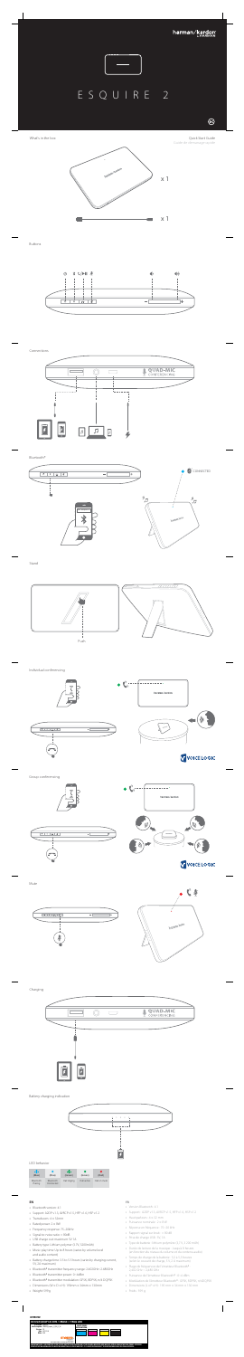# ESQUIRE 2

Quick Start Guide

## What's in the box

x 1

x 1

## Buttons

## Connections

QUAD-MIC
CONFERENCING

## Bluetooth®

CONNECTED

## Stand

## Individual conferencing

VOICELOGIC

## Group conferencing

VOICELOGIC

## Mute

## Charging

QUAD-MIC
CONFERENCING

## Battery charging indication

## LED behavior

## EN

- Bluetooth® version: 4.1
- Support: A2DP V1.3, AVRCP V1.5, HFP V1.6, HSP V1.2
- Transducers: 4 x 32mm
- Radiators: 2 x PBP
- Frequency response: 75-20kHz
- Signal-to-noise ratio: > 80dB
- USB charge and maximum: 5V 1A
- Battery type: Lithium-polymer (3.7V, 3200mAh)
- Music play time: Up to 8 hours (varies by volume level and audio content)
- Battery charge time: 3.5 to 5 hours (varies by charging current, 5V 2A maximum)
- Bluetooth® transmitter frequency range: 2.402GHz – 2.480GHz
- Bluetooth® transmitter power: 0 – 4dBm
- Bluetooth® transmitter modulation: GFSK, π/4 DQPSK, 8 DQPSK
- Dimensions (W x D x H): 160mm x 14mm x 106mm
- Weight: 370g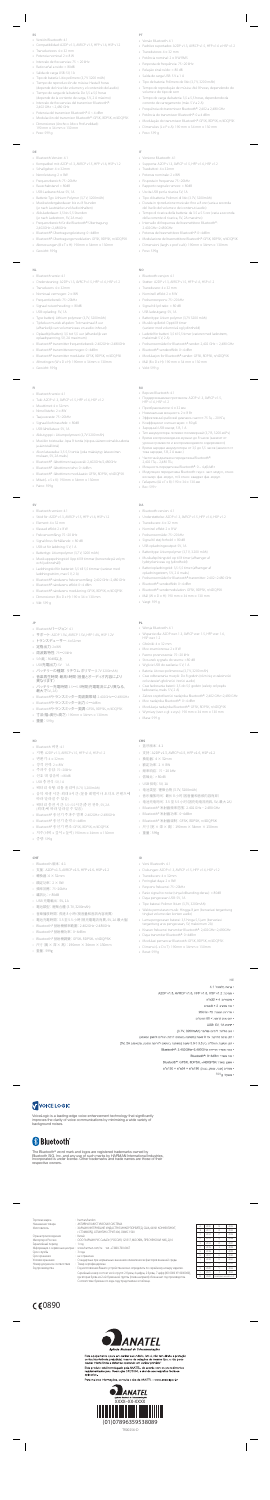VoiceLink

Voicelogic is a leading-edge noise enhancement technology that significantly improves the clarity of voice communication by minimising a wide variety of background noises.

Bluetooth

The Bluetooth® word mark and logos are registered trademarks owned by Bluetooth SIG, Inc. and any use of such marks by VARTA AG International/Nordic/Inc. is under license. Other trademarks and trade names are those of their respective owners.

CE0890

ANATEL